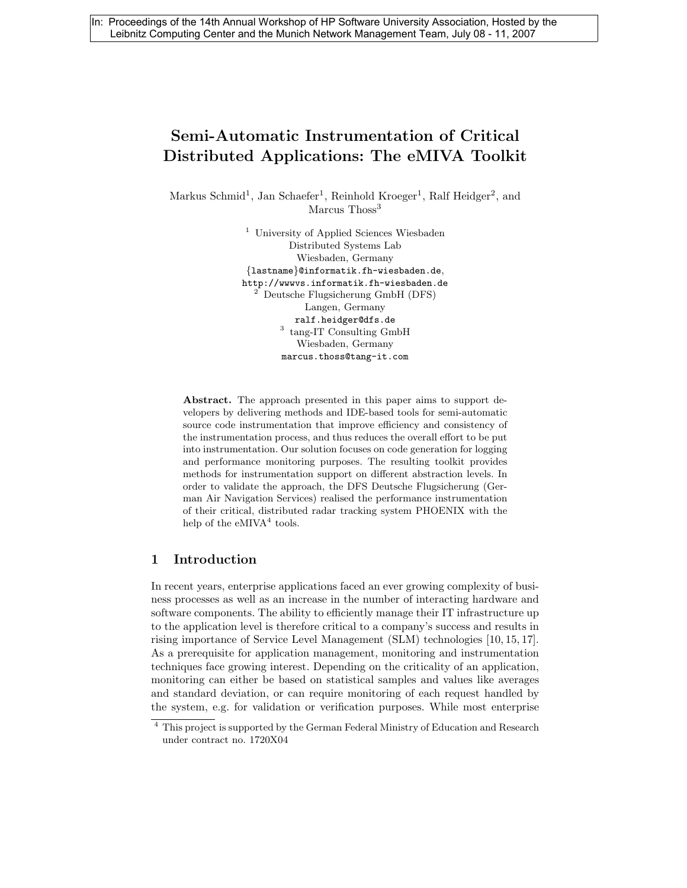In: Proceedings of the 14th Annual Workshop of HP Software University Association, Hosted by the Leibnitz Computing Center and the Munich Network Management Team, July 08 - 11, 2007

# Semi-Automatic Instrumentation of Critical Distributed Applications: The eMIVA Toolkit

Markus Schmid[1], Jan Schaefer[1], Reinhold Kroeger[1], Ralf Heidger[2], and Marcus Thoss[3]

[1] University of Applied Sciences Wiesbaden
Distributed Systems Lab
Wiesbaden, Germany
{lastname}@informatik.fh-wiesbaden.de,
http://wwwvs.informatik.fh-wiesbaden.de

[2] Deutsche Flugsicherung GmbH (DFS)
Langen, Germany
ralf.heidger@dfs.de

[3] tang-IT Consulting GmbH
Wiesbaden, Germany
marcus.thoss@tang-it.com

**Abstract.** The approach presented in this paper aims to support developers by delivering methods and IDE-based tools for semi-automatic source code instrumentation that improve efficiency and consistency of the instrumentation process, and thus reduces the overall effort to be put into instrumentation. Our solution focuses on code generation for logging and performance monitoring purposes. The resulting toolkit provides methods for instrumentation support on different abstraction levels. In order to validate the approach, the DFS Deutsche Flugsicherung (German Air Navigation Services) realised the performance instrumentation of their critical, distributed radar tracking system PHOENIX with the help of the eMIVA[4] tools.

## 1 Introduction

In recent years, enterprise applications faced an ever growing complexity of business processes as well as an increase in the number of interacting hardware and software components. The ability to efficiently manage their IT infrastructure up to the application level is therefore critical to a company's success and results in rising importance of Service Level Management (SLM) technologies [10, 15, 17]. As a prerequisite for application management, monitoring and instrumentation techniques face growing interest. Depending on the criticality of an application, monitoring can either be based on statistical samples and values like averages and standard deviation, or can require monitoring of each request handled by the system, e.g. for validation or verification purposes. While most enterprise

[4] This project is supported by the German Federal Ministry of Education and Research under contract no. 1720X04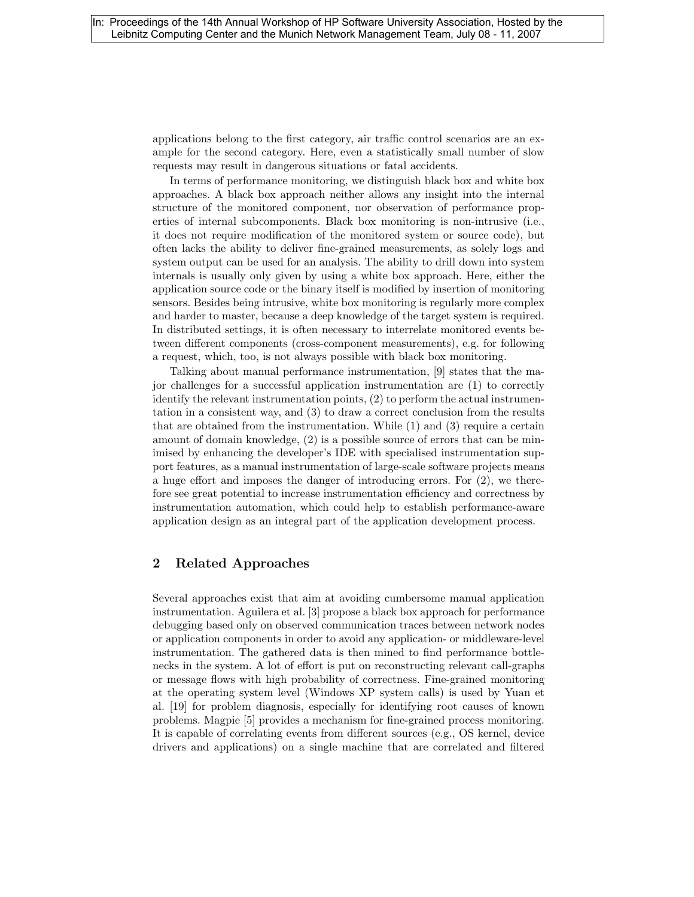applications belong to the first category, air traffic control scenarios are an example for the second category. Here, even a statistically small number of slow requests may result in dangerous situations or fatal accidents.

In terms of performance monitoring, we distinguish black box and white box approaches. A black box approach neither allows any insight into the internal structure of the monitored component, nor observation of performance properties of internal subcomponents. Black box monitoring is non-intrusive (i.e., it does not require modification of the monitored system or source code), but often lacks the ability to deliver fine-grained measurements, as solely logs and system output can be used for an analysis. The ability to drill down into system internals is usually only given by using a white box approach. Here, either the application source code or the binary itself is modified by insertion of monitoring sensors. Besides being intrusive, white box monitoring is regularly more complex and harder to master, because a deep knowledge of the target system is required. In distributed settings, it is often necessary to interrelate monitored events between different components (cross-component measurements), e.g. for following a request, which, too, is not always possible with black box monitoring.

Talking about manual performance instrumentation, [9] states that the major challenges for a successful application instrumentation are (1) to correctly identify the relevant instrumentation points, (2) to perform the actual instrumentation in a consistent way, and (3) to draw a correct conclusion from the results that are obtained from the instrumentation. While (1) and (3) require a certain amount of domain knowledge, (2) is a possible source of errors that can be minimised by enhancing the developer's IDE with specialised instrumentation support features, as a manual instrumentation of large-scale software projects means a huge effort and imposes the danger of introducing errors. For (2), we therefore see great potential to increase instrumentation efficiency and correctness by instrumentation automation, which could help to establish performance-aware application design as an integral part of the application development process.

## 2 Related Approaches

Several approaches exist that aim at avoiding cumbersome manual application instrumentation. Aguilera et al. [3] propose a black box approach for performance debugging based only on observed communication traces between network nodes or application components in order to avoid any application- or middleware-level instrumentation. The gathered data is then mined to find performance bottlenecks in the system. A lot of effort is put on reconstructing relevant call-graphs or message flows with high probability of correctness. Fine-grained monitoring at the operating system level (Windows XP system calls) is used by Yuan et al. [19] for problem diagnosis, especially for identifying root causes of known problems. Magpie [5] provides a mechanism for fine-grained process monitoring. It is capable of correlating events from different sources (e.g., OS kernel, device drivers and applications) on a single machine that are correlated and filtered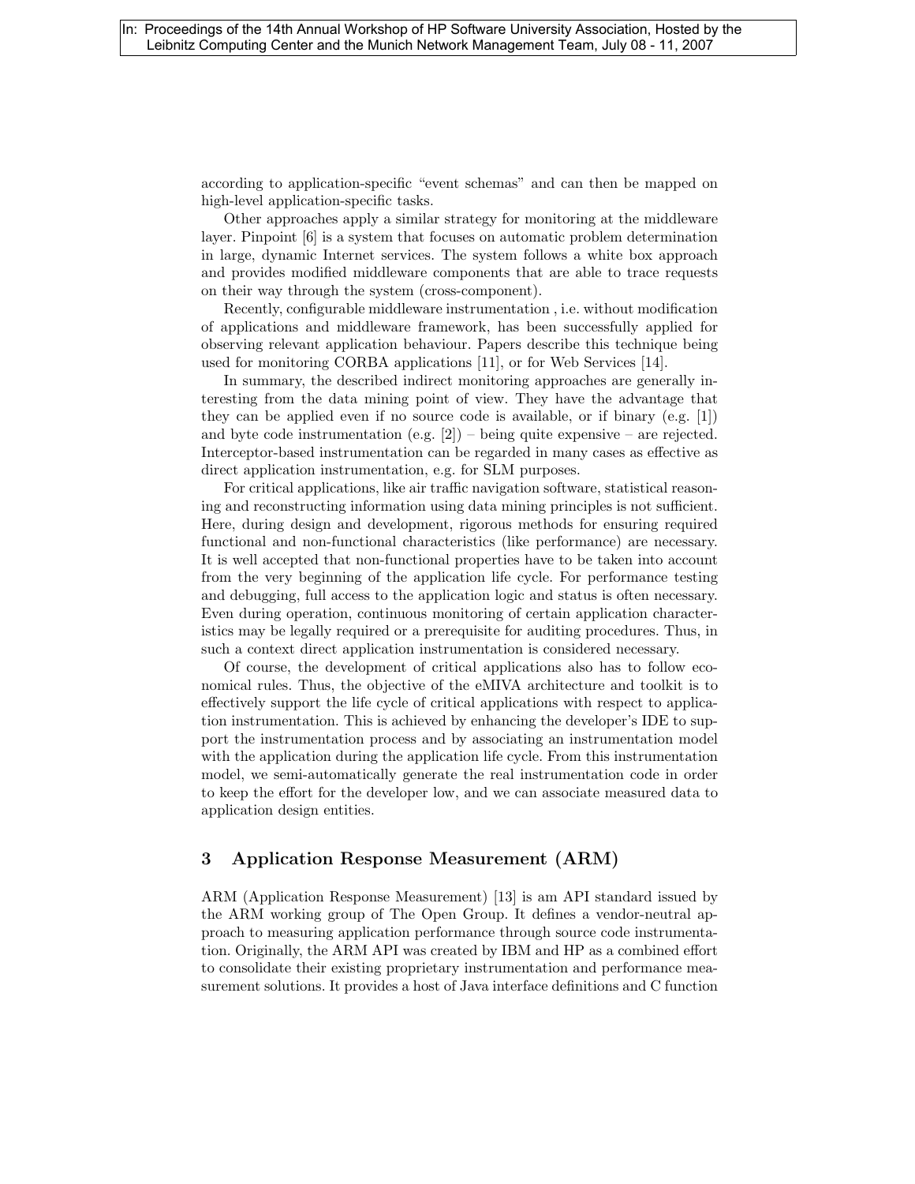according to application-specific "event schemas" and can then be mapped on high-level application-specific tasks.

Other approaches apply a similar strategy for monitoring at the middleware layer. Pinpoint [6] is a system that focuses on automatic problem determination in large, dynamic Internet services. The system follows a white box approach and provides modified middleware components that are able to trace requests on their way through the system (cross-component).

Recently, configurable middleware instrumentation , i.e. without modification of applications and middleware framework, has been successfully applied for observing relevant application behaviour. Papers describe this technique being used for monitoring CORBA applications [11], or for Web Services [14].

In summary, the described indirect monitoring approaches are generally interesting from the data mining point of view. They have the advantage that they can be applied even if no source code is available, or if binary (e.g. [1]) and byte code instrumentation (e.g. [2]) – being quite expensive – are rejected. Interceptor-based instrumentation can be regarded in many cases as effective as direct application instrumentation, e.g. for SLM purposes.

For critical applications, like air traffic navigation software, statistical reasoning and reconstructing information using data mining principles is not sufficient. Here, during design and development, rigorous methods for ensuring required functional and non-functional characteristics (like performance) are necessary. It is well accepted that non-functional properties have to be taken into account from the very beginning of the application life cycle. For performance testing and debugging, full access to the application logic and status is often necessary. Even during operation, continuous monitoring of certain application characteristics may be legally required or a prerequisite for auditing procedures. Thus, in such a context direct application instrumentation is considered necessary.

Of course, the development of critical applications also has to follow economical rules. Thus, the objective of the eMIVA architecture and toolkit is to effectively support the life cycle of critical applications with respect to application instrumentation. This is achieved by enhancing the developer's IDE to support the instrumentation process and by associating an instrumentation model with the application during the application life cycle. From this instrumentation model, we semi-automatically generate the real instrumentation code in order to keep the effort for the developer low, and we can associate measured data to application design entities.

## 3 Application Response Measurement (ARM)

ARM (Application Response Measurement) [13] is am API standard issued by the ARM working group of The Open Group. It defines a vendor-neutral approach to measuring application performance through source code instrumentation. Originally, the ARM API was created by IBM and HP as a combined effort to consolidate their existing proprietary instrumentation and performance measurement solutions. It provides a host of Java interface definitions and C function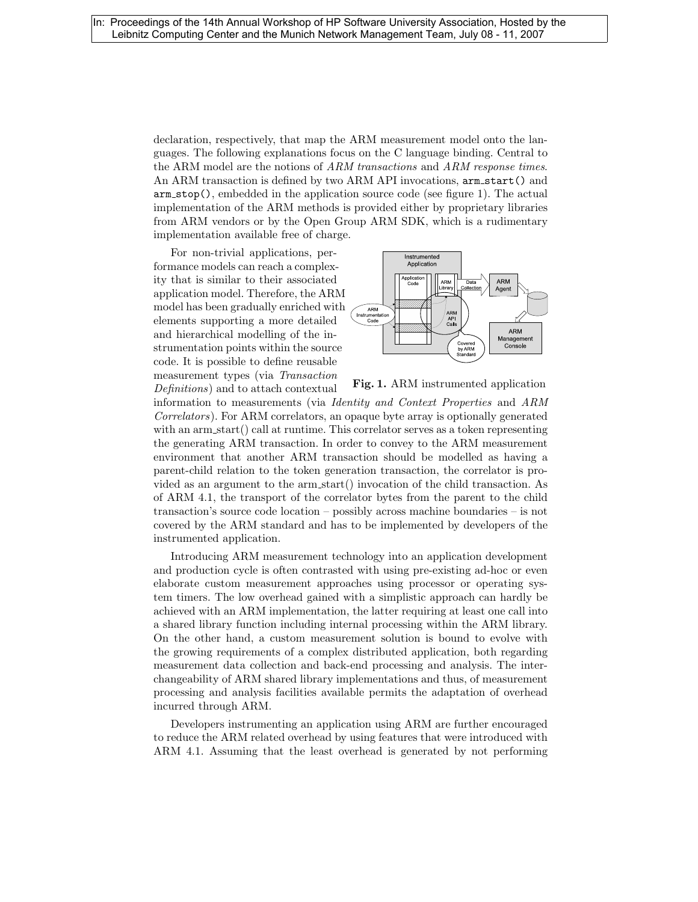declaration, respectively, that map the ARM measurement model onto the languages. The following explanations focus on the C language binding. Central to the ARM model are the notions of *ARM transactions* and *ARM response times*. An ARM transaction is defined by two ARM API invocations, `arm_start()` and `arm_stop()`, embedded in the application source code (see figure 1). The actual implementation of the ARM methods is provided either by proprietary libraries from ARM vendors or by the Open Group ARM SDK, which is a rudimentary implementation available free of charge.

For non-trivial applications, performance models can reach a complexity that is similar to their associated application model. Therefore, the ARM model has been gradually enriched with elements supporting a more detailed and hierarchical modelling of the instrumentation points within the source code. It is possible to define reusable measurement types (via *Transaction Definitions*) and to attach contextual information to measurements (via *Identity and Context Properties* and *ARM Correlators*). For ARM correlators, an opaque byte array is optionally generated with an arm_start() call at runtime. This correlator serves as a token representing the generating ARM transaction. In order to convey to the ARM measurement environment that another ARM transaction should be modelled as having a parent-child relation to the token generation transaction, the correlator is provided as an argument to the arm_start() invocation of the child transaction. As of ARM 4.1, the transport of the correlator bytes from the parent to the child transaction's source code location – possibly across machine boundaries – is not covered by the ARM standard and has to be implemented by developers of the instrumented application.

**Fig. 1.** ARM instrumented application

Introducing ARM measurement technology into an application development and production cycle is often contrasted with using pre-existing ad-hoc or even elaborate custom measurement approaches using processor or operating system timers. The low overhead gained with a simplistic approach can hardly be achieved with an ARM implementation, the latter requiring at least one call into a shared library function including internal processing within the ARM library. On the other hand, a custom measurement solution is bound to evolve with the growing requirements of a complex distributed application, both regarding measurement data collection and back-end processing and analysis. The interchangeability of ARM shared library implementations and thus, of measurement processing and analysis facilities available permits the adaptation of overhead incurred through ARM.

Developers instrumenting an application using ARM are further encouraged to reduce the ARM related overhead by using features that were introduced with ARM 4.1. Assuming that the least overhead is generated by not performing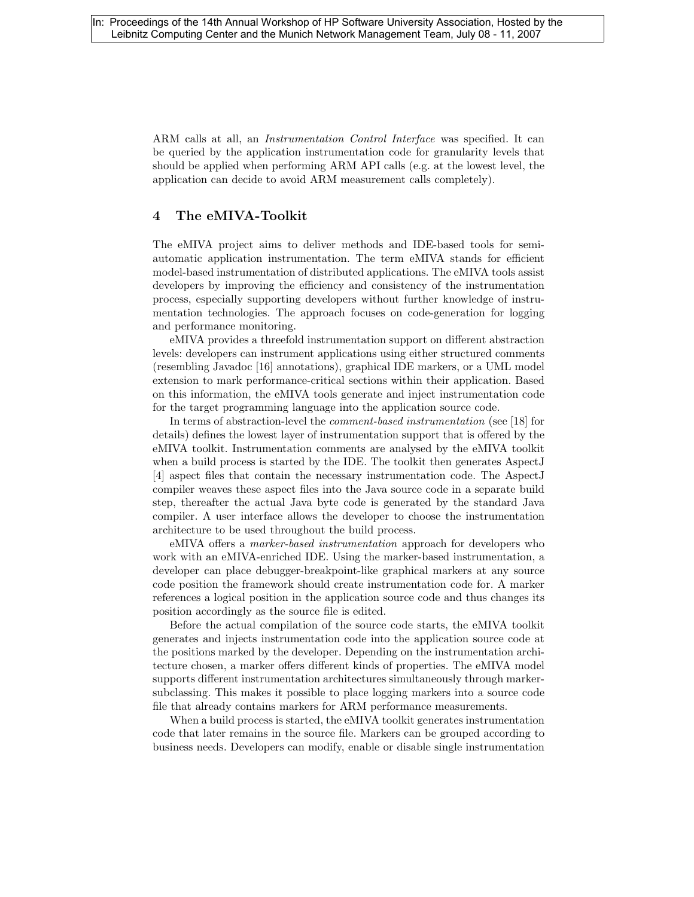ARM calls at all, an *Instrumentation Control Interface* was specified. It can be queried by the application instrumentation code for granularity levels that should be applied when performing ARM API calls (e.g. at the lowest level, the application can decide to avoid ARM measurement calls completely).

## 4 The eMIVA-Toolkit

The eMIVA project aims to deliver methods and IDE-based tools for semi-automatic application instrumentation. The term eMIVA stands for efficient model-based instrumentation of distributed applications. The eMIVA tools assist developers by improving the efficiency and consistency of the instrumentation process, especially supporting developers without further knowledge of instrumentation technologies. The approach focuses on code-generation for logging and performance monitoring.

eMIVA provides a threefold instrumentation support on different abstraction levels: developers can instrument applications using either structured comments (resembling Javadoc [16] annotations), graphical IDE markers, or a UML model extension to mark performance-critical sections within their application. Based on this information, the eMIVA tools generate and inject instrumentation code for the target programming language into the application source code.

In terms of abstraction-level the *comment-based instrumentation* (see [18] for details) defines the lowest layer of instrumentation support that is offered by the eMIVA toolkit. Instrumentation comments are analysed by the eMIVA toolkit when a build process is started by the IDE. The toolkit then generates AspectJ [4] aspect files that contain the necessary instrumentation code. The AspectJ compiler weaves these aspect files into the Java source code in a separate build step, thereafter the actual Java byte code is generated by the standard Java compiler. A user interface allows the developer to choose the instrumentation architecture to be used throughout the build process.

eMIVA offers a *marker-based instrumentation* approach for developers who work with an eMIVA-enriched IDE. Using the marker-based instrumentation, a developer can place debugger-breakpoint-like graphical markers at any source code position the framework should create instrumentation code for. A marker references a logical position in the application source code and thus changes its position accordingly as the source file is edited.

Before the actual compilation of the source code starts, the eMIVA toolkit generates and injects instrumentation code into the application source code at the positions marked by the developer. Depending on the instrumentation architecture chosen, a marker offers different kinds of properties. The eMIVA model supports different instrumentation architectures simultaneously through marker-subclassing. This makes it possible to place logging markers into a source code file that already contains markers for ARM performance measurements.

When a build process is started, the eMIVA toolkit generates instrumentation code that later remains in the source file. Markers can be grouped according to business needs. Developers can modify, enable or disable single instrumentation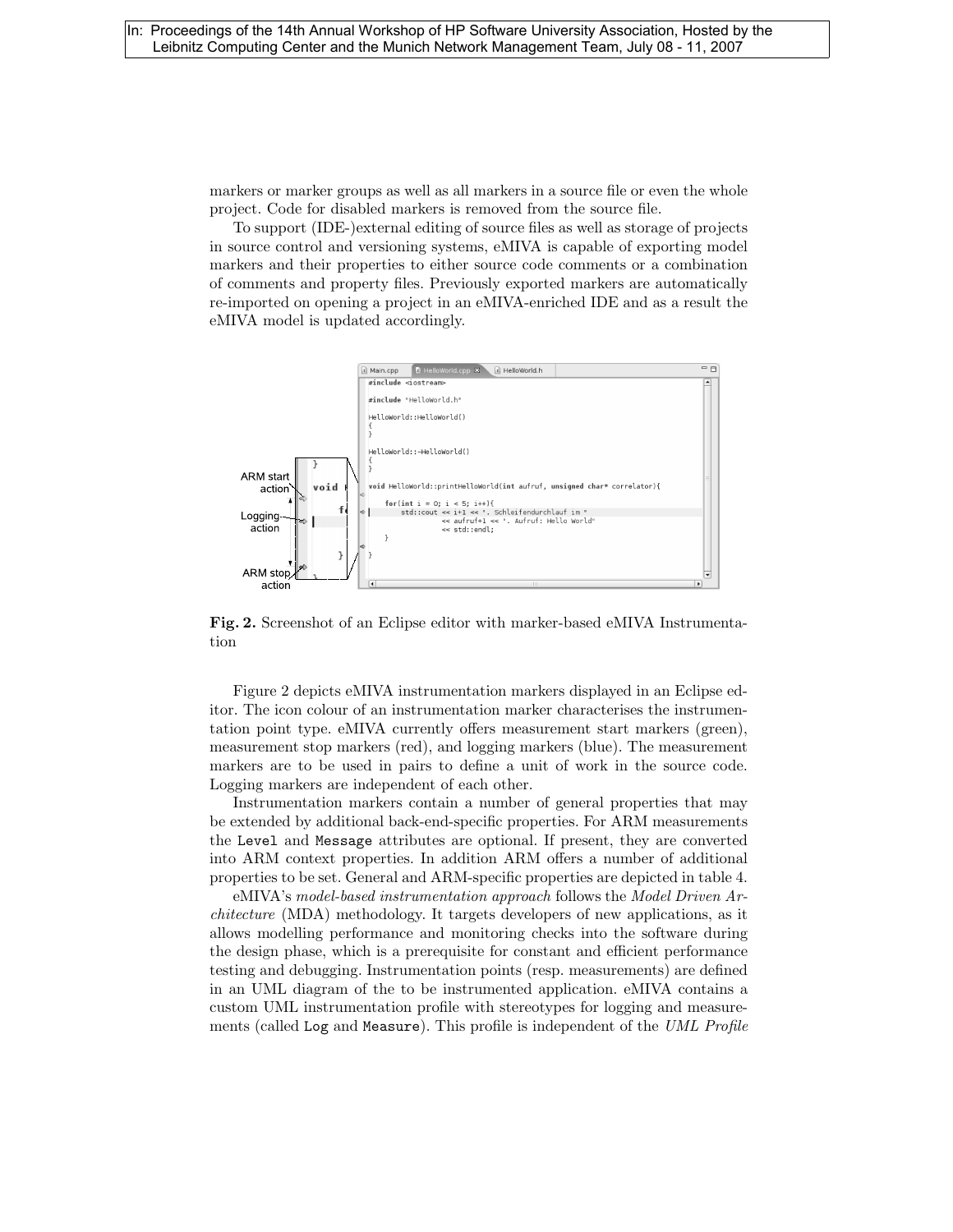markers or marker groups as well as all markers in a source file or even the whole project. Code for disabled markers is removed from the source file.

To support (IDE-)external editing of source files as well as storage of projects in source control and versioning systems, eMIVA is capable of exporting model markers and their properties to either source code comments or a combination of comments and property files. Previously exported markers are automatically re-imported on opening a project in an eMIVA-enriched IDE and as a result the eMIVA model is updated accordingly.

**Fig. 2.** Screenshot of an Eclipse editor with marker-based eMIVA Instrumentation

Figure 2 depicts eMIVA instrumentation markers displayed in an Eclipse editor. The icon colour of an instrumentation marker characterises the instrumentation point type. eMIVA currently offers measurement start markers (green), measurement stop markers (red), and logging markers (blue). The measurement markers are to be used in pairs to define a unit of work in the source code. Logging markers are independent of each other.

Instrumentation markers contain a number of general properties that may be extended by additional back-end-specific properties. For ARM measurements the `Level` and `Message` attributes are optional. If present, they are converted into ARM context properties. In addition ARM offers a number of additional properties to be set. General and ARM-specific properties are depicted in table 4.

eMIVA's *model-based instrumentation approach* follows the *Model Driven Architecture* (MDA) methodology. It targets developers of new applications, as it allows modelling performance and monitoring checks into the software during the design phase, which is a prerequisite for constant and efficient performance testing and debugging. Instrumentation points (resp. measurements) are defined in an UML diagram of the to be instrumented application. eMIVA contains a custom UML instrumentation profile with stereotypes for logging and measurements (called `Log` and `Measure`). This profile is independent of the *UML Profile*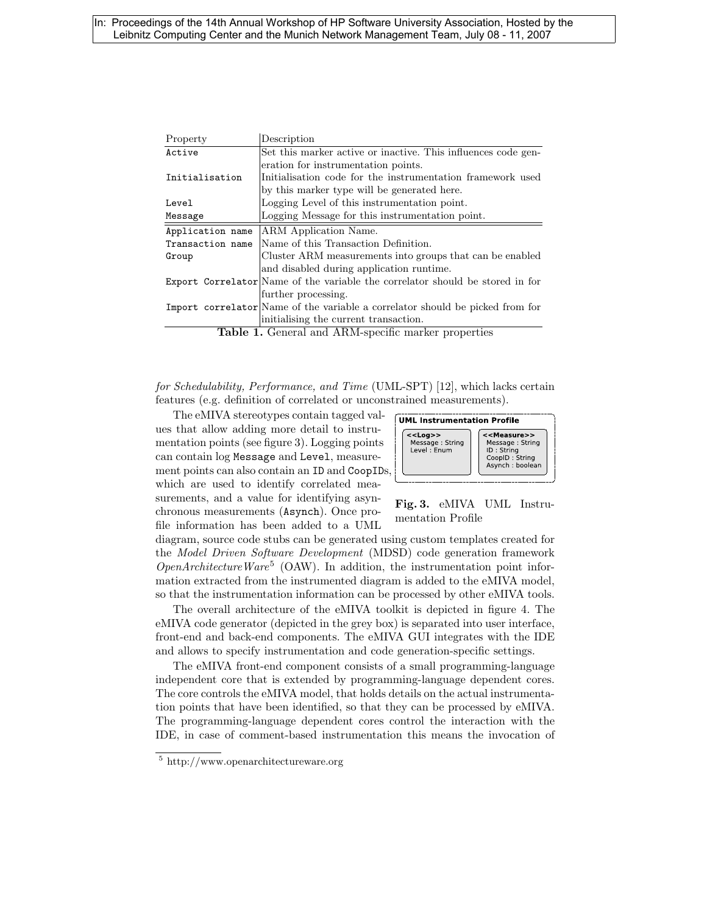| Property | Description |
|---|---|
| `Active` | Set this marker active or inactive. This influences code generation for instrumentation points. |
| `Initialisation` | Initialisation code for the instrumentation framework used by this marker type will be generated here. |
| `Level` | Logging Level of this instrumentation point. |
| `Message` | Logging Message for this instrumentation point. |
| `Application name` | ARM Application Name. |
| `Transaction name` | Name of this Transaction Definition. |
| `Group` | Cluster ARM measurements into groups that can be enabled and disabled during application runtime. |
| `Export Correlator` | Name of the variable the correlator should be stored in for further processing. |
| `Import correlator` | Name of the variable a correlator should be picked from for initialising the current transaction. |

**Table 1.** General and ARM-specific marker properties

*for Schedulability, Performance, and Time* (UML-SPT) [12], which lacks certain features (e.g. definition of correlated or unconstrained measurements).

The eMIVA stereotypes contain tagged values that allow adding more detail to instrumentation points (see figure 3). Logging points can contain log `Message` and `Level`, measurement points can also contain an `ID` and `CoopIDs`, which are used to identify correlated measurements, and a value for identifying asynchronous measurements (`Asynch`). Once profile information has been added to a UML diagram, source code stubs can be generated using custom templates created for the *Model Driven Software Development* (MDSD) code generation framework *OpenArchitectureWare*[5] (OAW). In addition, the instrumentation point information extracted from the instrumented diagram is added to the eMIVA model, so that the instrumentation information can be processed by other eMIVA tools.

**UML Instrumentation Profile**

| <<Log>> | <<Measure>> |
|---|---|
| Message : String<br>Level : Enum | Message : String<br>ID : String<br>CoopID : String<br>Asynch : boolean |

**Fig. 3.** eMIVA UML Instrumentation Profile

The overall architecture of the eMIVA toolkit is depicted in figure 4. The eMIVA code generator (depicted in the grey box) is separated into user interface, front-end and back-end components. The eMIVA GUI integrates with the IDE and allows to specify instrumentation and code generation-specific settings.

The eMIVA front-end component consists of a small programming-language independent core that is extended by programming-language dependent cores. The core controls the eMIVA model, that holds details on the actual instrumentation points that have been identified, so that they can be processed by eMIVA. The programming-language dependent cores control the interaction with the IDE, in case of comment-based instrumentation this means the invocation of

---

[5] http://www.openarchitectureware.org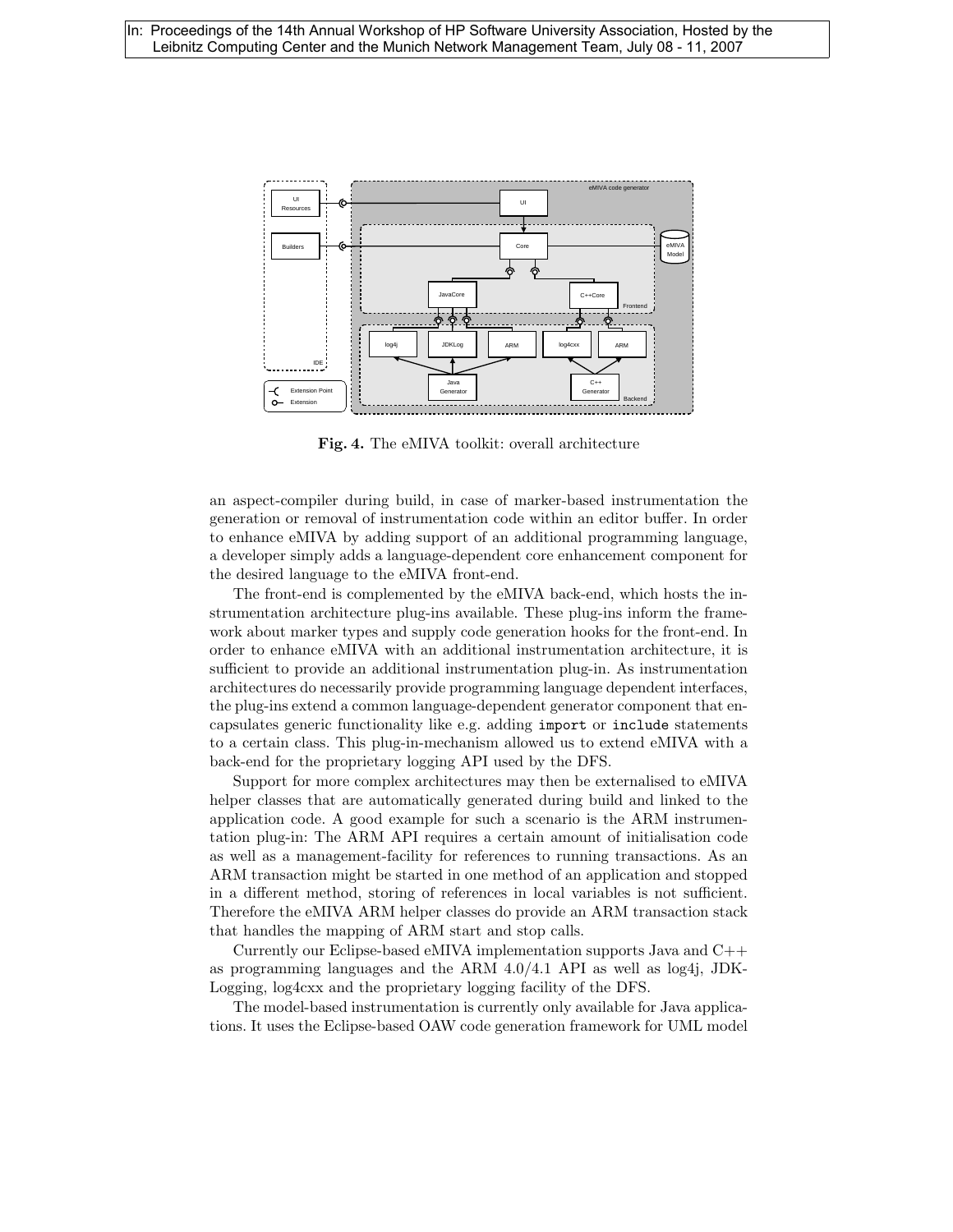**Fig. 4.** The eMIVA toolkit: overall architecture

an aspect-compiler during build, in case of marker-based instrumentation the generation or removal of instrumentation code within an editor buffer. In order to enhance eMIVA by adding support of an additional programming language, a developer simply adds a language-dependent core enhancement component for the desired language to the eMIVA front-end.

The front-end is complemented by the eMIVA back-end, which hosts the instrumentation architecture plug-ins available. These plug-ins inform the framework about marker types and supply code generation hooks for the front-end. In order to enhance eMIVA with an additional instrumentation architecture, it is sufficient to provide an additional instrumentation plug-in. As instrumentation architectures do necessarily provide programming language dependent interfaces, the plug-ins extend a common language-dependent generator component that encapsulates generic functionality like e.g. adding `import` or `include` statements to a certain class. This plug-in-mechanism allowed us to extend eMIVA with a back-end for the proprietary logging API used by the DFS.

Support for more complex architectures may then be externalised to eMIVA helper classes that are automatically generated during build and linked to the application code. A good example for such a scenario is the ARM instrumentation plug-in: The ARM API requires a certain amount of initialisation code as well as a management-facility for references to running transactions. As an ARM transaction might be started in one method of an application and stopped in a different method, storing of references in local variables is not sufficient. Therefore the eMIVA ARM helper classes do provide an ARM transaction stack that handles the mapping of ARM start and stop calls.

Currently our Eclipse-based eMIVA implementation supports Java and C++ as programming languages and the ARM 4.0/4.1 API as well as log4j, JDK-Logging, log4cxx and the proprietary logging facility of the DFS.

The model-based instrumentation is currently only available for Java applications. It uses the Eclipse-based OAW code generation framework for UML model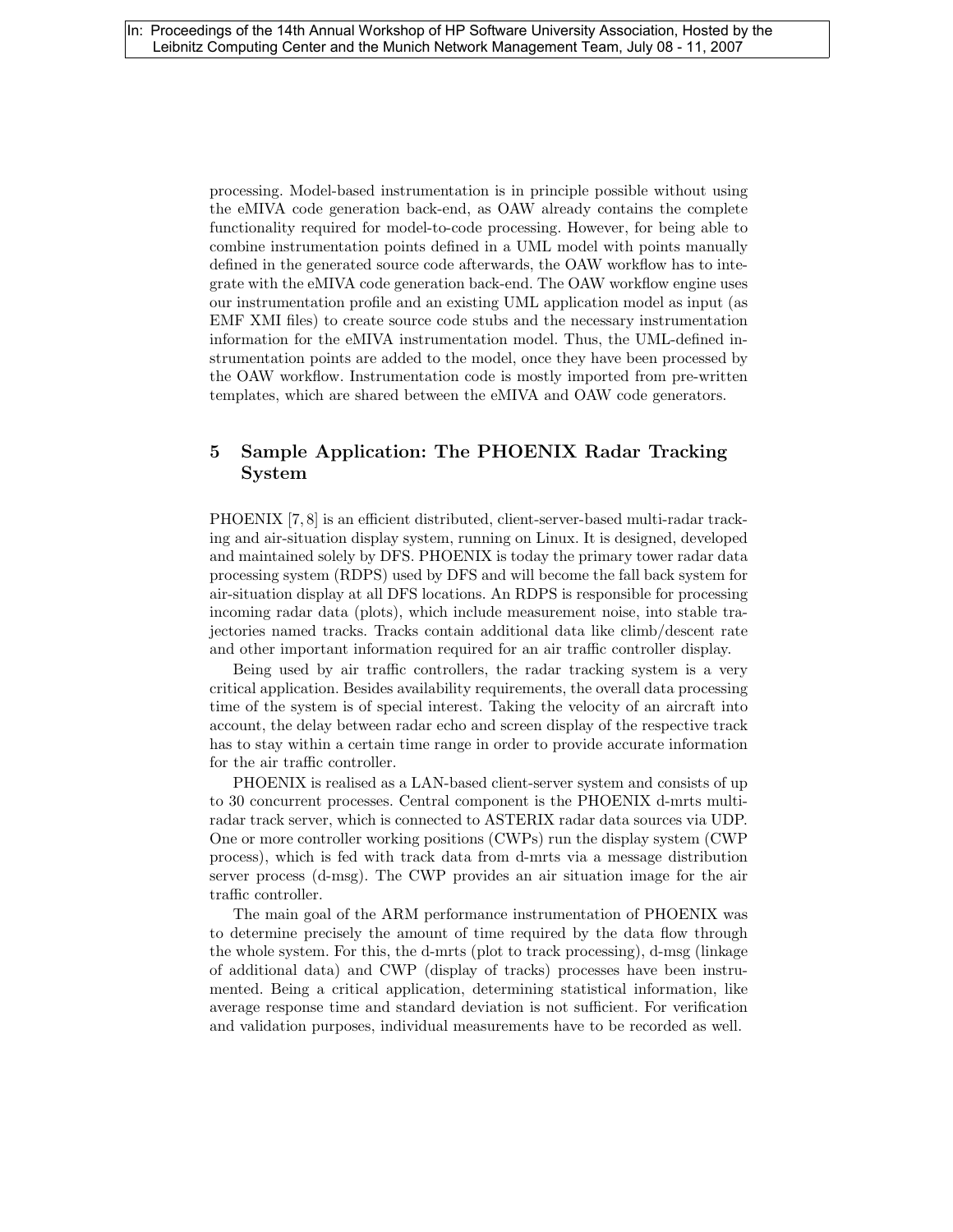processing. Model-based instrumentation is in principle possible without using the eMIVA code generation back-end, as OAW already contains the complete functionality required for model-to-code processing. However, for being able to combine instrumentation points defined in a UML model with points manually defined in the generated source code afterwards, the OAW workflow has to integrate with the eMIVA code generation back-end. The OAW workflow engine uses our instrumentation profile and an existing UML application model as input (as EMF XMI files) to create source code stubs and the necessary instrumentation information for the eMIVA instrumentation model. Thus, the UML-defined instrumentation points are added to the model, once they have been processed by the OAW workflow. Instrumentation code is mostly imported from pre-written templates, which are shared between the eMIVA and OAW code generators.

## 5 Sample Application: The PHOENIX Radar Tracking System

PHOENIX [7, 8] is an efficient distributed, client-server-based multi-radar tracking and air-situation display system, running on Linux. It is designed, developed and maintained solely by DFS. PHOENIX is today the primary tower radar data processing system (RDPS) used by DFS and will become the fall back system for air-situation display at all DFS locations. An RDPS is responsible for processing incoming radar data (plots), which include measurement noise, into stable trajectories named tracks. Tracks contain additional data like climb/descent rate and other important information required for an air traffic controller display.

Being used by air traffic controllers, the radar tracking system is a very critical application. Besides availability requirements, the overall data processing time of the system is of special interest. Taking the velocity of an aircraft into account, the delay between radar echo and screen display of the respective track has to stay within a certain time range in order to provide accurate information for the air traffic controller.

PHOENIX is realised as a LAN-based client-server system and consists of up to 30 concurrent processes. Central component is the PHOENIX d-mrts multi-radar track server, which is connected to ASTERIX radar data sources via UDP. One or more controller working positions (CWPs) run the display system (CWP process), which is fed with track data from d-mrts via a message distribution server process (d-msg). The CWP provides an air situation image for the air traffic controller.

The main goal of the ARM performance instrumentation of PHOENIX was to determine precisely the amount of time required by the data flow through the whole system. For this, the d-mrts (plot to track processing), d-msg (linkage of additional data) and CWP (display of tracks) processes have been instrumented. Being a critical application, determining statistical information, like average response time and standard deviation is not sufficient. For verification and validation purposes, individual measurements have to be recorded as well.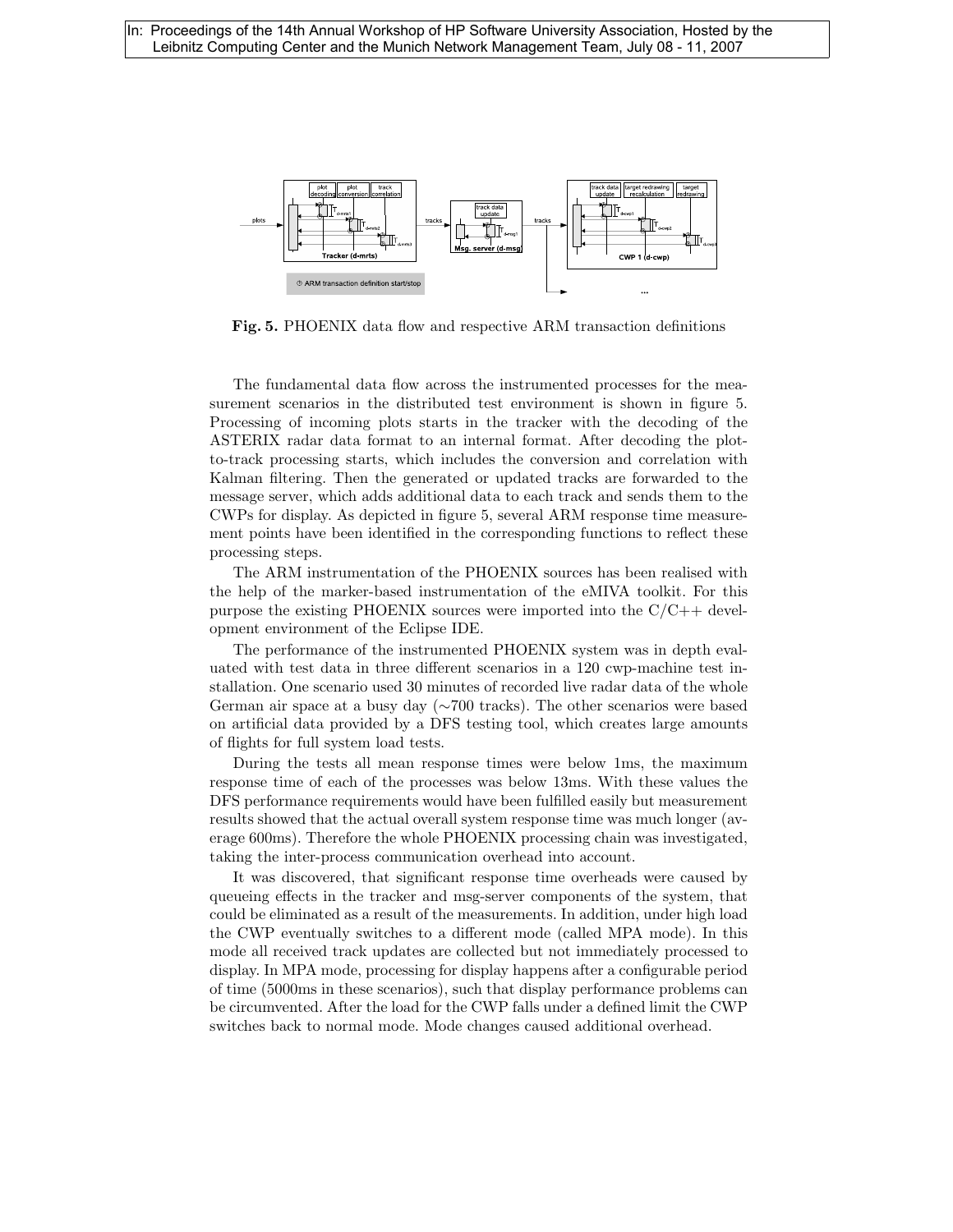**Fig. 5.** PHOENIX data flow and respective ARM transaction definitions

The fundamental data flow across the instrumented processes for the measurement scenarios in the distributed test environment is shown in figure 5. Processing of incoming plots starts in the tracker with the decoding of the ASTERIX radar data format to an internal format. After decoding the plot-to-track processing starts, which includes the conversion and correlation with Kalman filtering. Then the generated or updated tracks are forwarded to the message server, which adds additional data to each track and sends them to the CWPs for display. As depicted in figure 5, several ARM response time measurement points have been identified in the corresponding functions to reflect these processing steps.

The ARM instrumentation of the PHOENIX sources has been realised with the help of the marker-based instrumentation of the eMIVA toolkit. For this purpose the existing PHOENIX sources were imported into the C/C++ development environment of the Eclipse IDE.

The performance of the instrumented PHOENIX system was in depth evaluated with test data in three different scenarios in a 120 cwp-machine test installation. One scenario used 30 minutes of recorded live radar data of the whole German air space at a busy day (∼700 tracks). The other scenarios were based on artificial data provided by a DFS testing tool, which creates large amounts of flights for full system load tests.

During the tests all mean response times were below 1ms, the maximum response time of each of the processes was below 13ms. With these values the DFS performance requirements would have been fulfilled easily but measurement results showed that the actual overall system response time was much longer (average 600ms). Therefore the whole PHOENIX processing chain was investigated, taking the inter-process communication overhead into account.

It was discovered, that significant response time overheads were caused by queueing effects in the tracker and msg-server components of the system, that could be eliminated as a result of the measurements. In addition, under high load the CWP eventually switches to a different mode (called MPA mode). In this mode all received track updates are collected but not immediately processed to display. In MPA mode, processing for display happens after a configurable period of time (5000ms in these scenarios), such that display performance problems can be circumvented. After the load for the CWP falls under a defined limit the CWP switches back to normal mode. Mode changes caused additional overhead.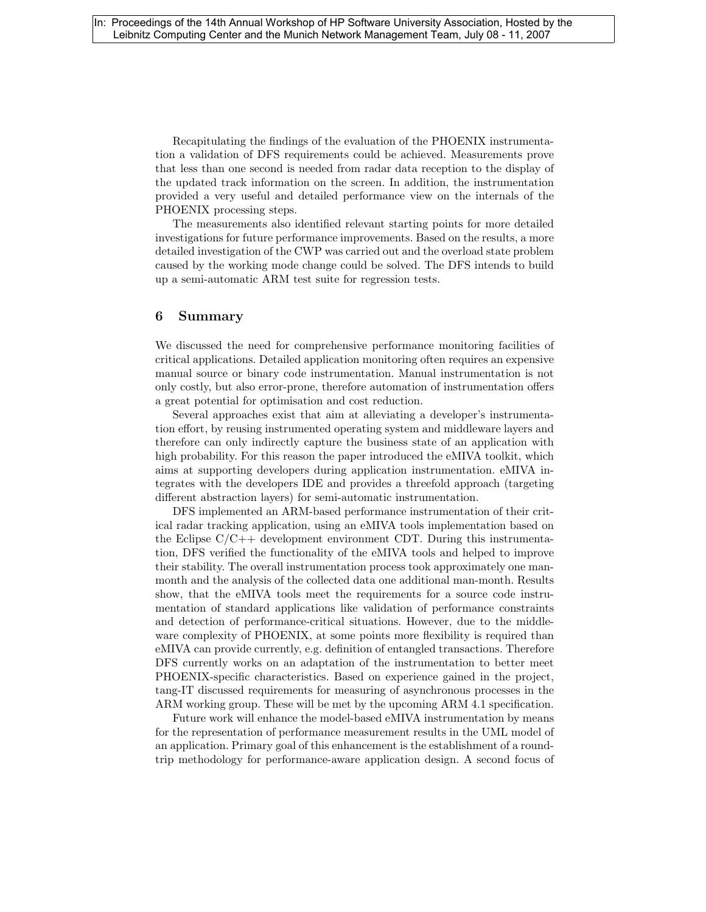Recapitulating the findings of the evaluation of the PHOENIX instrumentation a validation of DFS requirements could be achieved. Measurements prove that less than one second is needed from radar data reception to the display of the updated track information on the screen. In addition, the instrumentation provided a very useful and detailed performance view on the internals of the PHOENIX processing steps.

The measurements also identified relevant starting points for more detailed investigations for future performance improvements. Based on the results, a more detailed investigation of the CWP was carried out and the overload state problem caused by the working mode change could be solved. The DFS intends to build up a semi-automatic ARM test suite for regression tests.

## 6 Summary

We discussed the need for comprehensive performance monitoring facilities of critical applications. Detailed application monitoring often requires an expensive manual source or binary code instrumentation. Manual instrumentation is not only costly, but also error-prone, therefore automation of instrumentation offers a great potential for optimisation and cost reduction.

Several approaches exist that aim at alleviating a developer's instrumentation effort, by reusing instrumented operating system and middleware layers and therefore can only indirectly capture the business state of an application with high probability. For this reason the paper introduced the eMIVA toolkit, which aims at supporting developers during application instrumentation. eMIVA integrates with the developers IDE and provides a threefold approach (targeting different abstraction layers) for semi-automatic instrumentation.

DFS implemented an ARM-based performance instrumentation of their critical radar tracking application, using an eMIVA tools implementation based on the Eclipse C/C++ development environment CDT. During this instrumentation, DFS verified the functionality of the eMIVA tools and helped to improve their stability. The overall instrumentation process took approximately one man-month and the analysis of the collected data one additional man-month. Results show, that the eMIVA tools meet the requirements for a source code instrumentation of standard applications like validation of performance constraints and detection of performance-critical situations. However, due to the middleware complexity of PHOENIX, at some points more flexibility is required than eMIVA can provide currently, e.g. definition of entangled transactions. Therefore DFS currently works on an adaptation of the instrumentation to better meet PHOENIX-specific characteristics. Based on experience gained in the project, tang-IT discussed requirements for measuring of asynchronous processes in the ARM working group. These will be met by the upcoming ARM 4.1 specification.

Future work will enhance the model-based eMIVA instrumentation by means for the representation of performance measurement results in the UML model of an application. Primary goal of this enhancement is the establishment of a round-trip methodology for performance-aware application design. A second focus of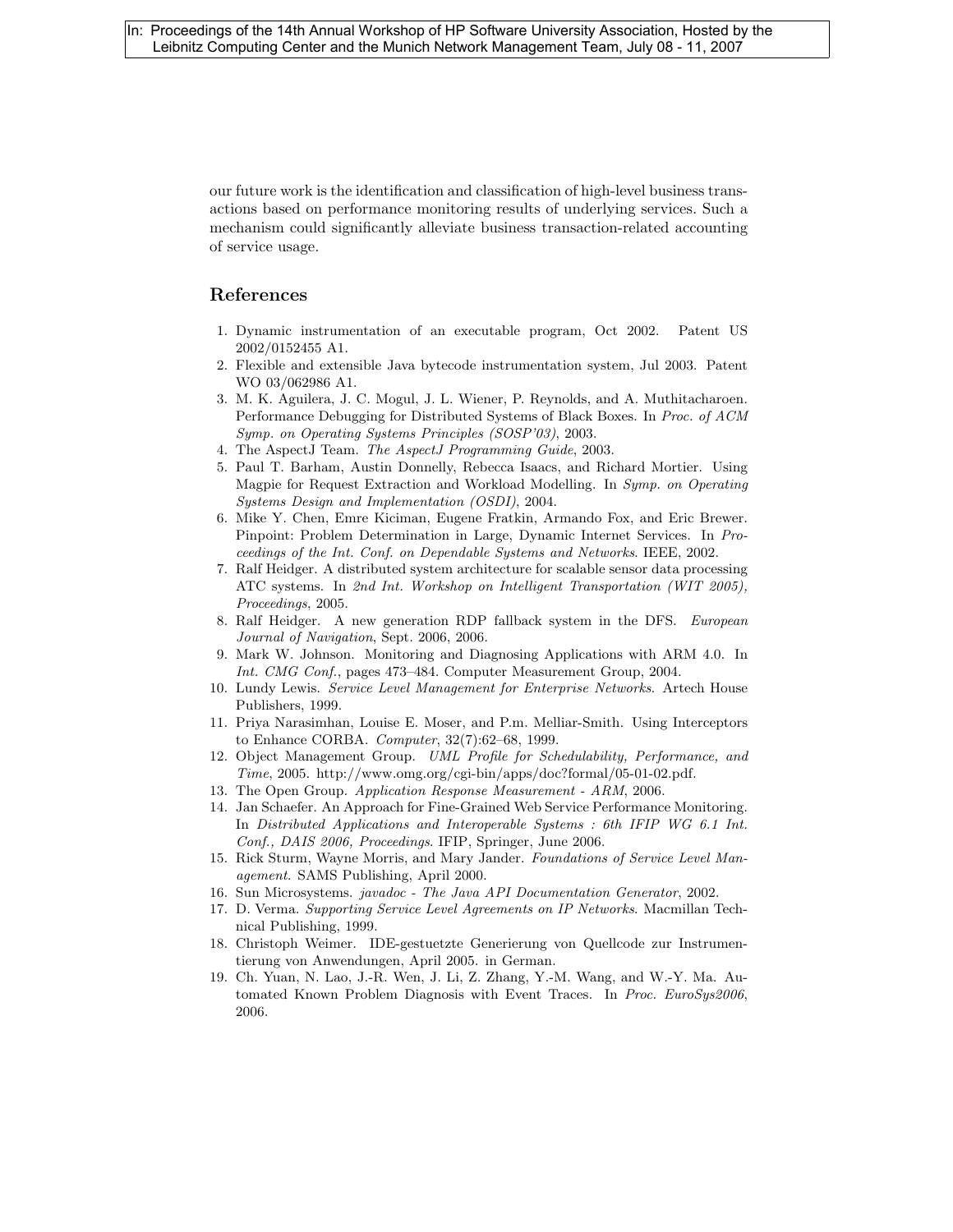our future work is the identification and classification of high-level business transactions based on performance monitoring results of underlying services. Such a mechanism could significantly alleviate business transaction-related accounting of service usage.

## References

1. Dynamic instrumentation of an executable program, Oct 2002. Patent US 2002/0152455 A1.
2. Flexible and extensible Java bytecode instrumentation system, Jul 2003. Patent WO 03/062986 A1.
3. M. K. Aguilera, J. C. Mogul, J. L. Wiener, P. Reynolds, and A. Muthitacharoen. Performance Debugging for Distributed Systems of Black Boxes. In *Proc. of ACM Symp. on Operating Systems Principles (SOSP'03)*, 2003.
4. The AspectJ Team. *The AspectJ Programming Guide*, 2003.
5. Paul T. Barham, Austin Donnelly, Rebecca Isaacs, and Richard Mortier. Using Magpie for Request Extraction and Workload Modelling. In *Symp. on Operating Systems Design and Implementation (OSDI)*, 2004.
6. Mike Y. Chen, Emre Kiciman, Eugene Fratkin, Armando Fox, and Eric Brewer. Pinpoint: Problem Determination in Large, Dynamic Internet Services. In *Proceedings of the Int. Conf. on Dependable Systems and Networks*. IEEE, 2002.
7. Ralf Heidger. A distributed system architecture for scalable sensor data processing ATC systems. In *2nd Int. Workshop on Intelligent Transportation (WIT 2005), Proceedings*, 2005.
8. Ralf Heidger. A new generation RDP fallback system in the DFS. *European Journal of Navigation*, Sept. 2006, 2006.
9. Mark W. Johnson. Monitoring and Diagnosing Applications with ARM 4.0. In *Int. CMG Conf.*, pages 473–484. Computer Measurement Group, 2004.
10. Lundy Lewis. *Service Level Management for Enterprise Networks.* Artech House Publishers, 1999.
11. Priya Narasimhan, Louise E. Moser, and P.m. Melliar-Smith. Using Interceptors to Enhance CORBA. *Computer*, 32(7):62–68, 1999.
12. Object Management Group. *UML Profile for Schedulability, Performance, and Time*, 2005. http://www.omg.org/cgi-bin/apps/doc?formal/05-01-02.pdf.
13. The Open Group. *Application Response Measurement - ARM*, 2006.
14. Jan Schaefer. An Approach for Fine-Grained Web Service Performance Monitoring. In *Distributed Applications and Interoperable Systems : 6th IFIP WG 6.1 Int. Conf., DAIS 2006, Proceedings*. IFIP, Springer, June 2006.
15. Rick Sturm, Wayne Morris, and Mary Jander. *Foundations of Service Level Management.* SAMS Publishing, April 2000.
16. Sun Microsystems. *javadoc - The Java API Documentation Generator*, 2002.
17. D. Verma. *Supporting Service Level Agreements on IP Networks*. Macmillan Technical Publishing, 1999.
18. Christoph Weimer. IDE-gestuetzte Generierung von Quellcode zur Instrumentierung von Anwendungen, April 2005. in German.
19. Ch. Yuan, N. Lao, J.-R. Wen, J. Li, Z. Zhang, Y.-M. Wang, and W.-Y. Ma. Automated Known Problem Diagnosis with Event Traces. In *Proc. EuroSys2006*, 2006.